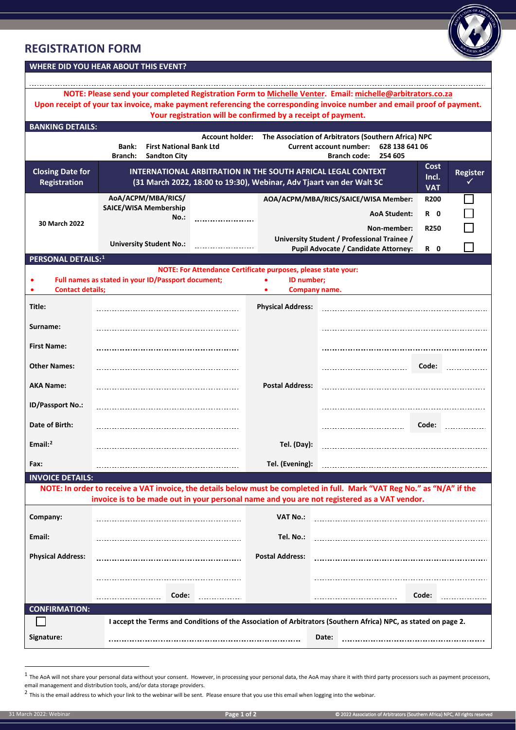# REGISTRATION FORM

## WHERE DID YOU HEAR ABOUT THIS EVENT?

**NOTE: Please send your completed Registration Form to Michelle Venter. Email: michelle@arbitrators.co.za**
**Upon receipt of your tax invoice, make payment referencing the corresponding invoice number and email proof of payment.**
**Your registration will be confirmed by a receipt of payment.**

## BANKING DETAILS:

**Account holder:** The Association of Arbitrators (Southern Africa) NPC
**Bank:** First National Bank Ltd
**Current account number:** 628 138 641 06
**Branch:** Sandton City
**Branch code:** 254 605

| Closing Date for Registration | INTERNATIONAL ARBITRATION IN THE SOUTH AFRICAL LEGAL CONTEXT (31 March 2022, 18:00 to 19:30), Webinar, Adv Tjaart van der Walt SC | | | Cost Incl. VAT | Register ✓ |
|---|---|---|---|---|---|
| 30 March 2022 | AoA/ACPM/MBA/RICS/ SAICE/WISA Membership No.: | | AOA/ACPM/MBA/RICS/SAICE/WISA Member: | R200 | ☐ |
| | | | AoA Student: | R 0 | ☐ |
| | | | Non-member: | R250 | ☐ |
| | University Student No.: | | University Student / Professional Trainee / Pupil Advocate / Candidate Attorney: | R 0 | ☐ |

## PERSONAL DETAILS:[1]

**NOTE: For Attendance Certificate purposes, please state your:**

- **Full names as stated in your ID/Passport document;**
- **ID number;**
- **Contact details;**
- **Company name.**

| | | | |
|---|---|---|---|
| **Title:** | | **Physical Address:** | |
| **Surname:** | | | |
| **First Name:** | | | |
| **Other Names:** | | | **Code:** |
| **AKA Name:** | | **Postal Address:** | |
| **ID/Passport No.:** | | | |
| **Date of Birth:** | | | **Code:** |
| **Email:**[2] | | **Tel. (Day):** | |
| **Fax:** | | **Tel. (Evening):** | |

## INVOICE DETAILS:

**NOTE: In order to receive a VAT invoice, the details below must be completed in full. Mark "VAT Reg No." as "N/A" if the invoice is to be made out in your personal name and you are not registered as a VAT vendor.**

| | | | |
|---|---|---|---|
| **Company:** | | **VAT No.:** | |
| **Email:** | | **Tel. No.:** | |
| **Physical Address:** | | **Postal Address:** | |
| | | | |
| | **Code:** | | **Code:** |

## CONFIRMATION:

☐ I accept the Terms and Conditions of the Association of Arbitrators (Southern Africa) NPC, as stated on page 2.

**Signature:** ........................................ **Date:** ........................................

---

[1] The AoA will not share your personal data without your consent. However, in processing your personal data, the AoA may share it with third party processors such as payment processors, email management and distribution tools, and/or data storage providers.

[2] This is the email address to which your link to the webinar will be sent. Please ensure that you use this email when logging into the webinar.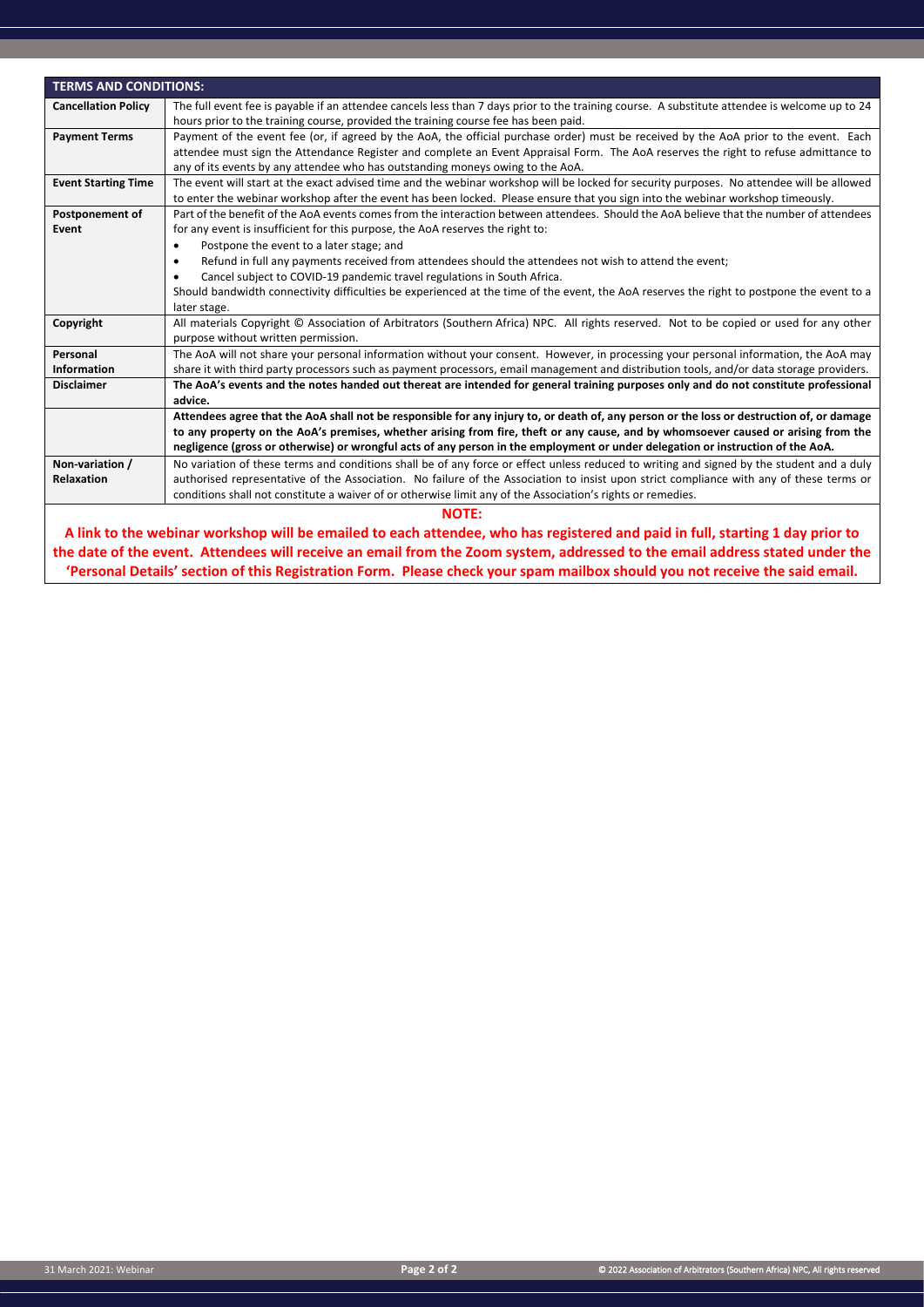| TERMS AND CONDITIONS: | |
|---|---|
| **Cancellation Policy** | The full event fee is payable if an attendee cancels less than 7 days prior to the training course. A substitute attendee is welcome up to 24 hours prior to the training course, provided the training course fee has been paid. |
| **Payment Terms** | Payment of the event fee (or, if agreed by the AoA, the official purchase order) must be received by the AoA prior to the event. Each attendee must sign the Attendance Register and complete an Event Appraisal Form. The AoA reserves the right to refuse admittance to any of its events by any attendee who has outstanding moneys owing to the AoA. |
| **Event Starting Time** | The event will start at the exact advised time and the webinar workshop will be locked for security purposes. No attendee will be allowed to enter the webinar workshop after the event has been locked. Please ensure that you sign into the webinar workshop timeously. |
| **Postponement of Event** | Part of the benefit of the AoA events comes from the interaction between attendees. Should the AoA believe that the number of attendees for any event is insufficient for this purpose, the AoA reserves the right to: <br>• Postpone the event to a later stage; and <br>• Refund in full any payments received from attendees should the attendees not wish to attend the event; <br>• Cancel subject to COVID-19 pandemic travel regulations in South Africa. <br>Should bandwidth connectivity difficulties be experienced at the time of the event, the AoA reserves the right to postpone the event to a later stage. |
| **Copyright** | All materials Copyright © Association of Arbitrators (Southern Africa) NPC. All rights reserved. Not to be copied or used for any other purpose without written permission. |
| **Personal Information** | The AoA will not share your personal information without your consent. However, in processing your personal information, the AoA may share it with third party processors such as payment processors, email management and distribution tools, and/or data storage providers. |
| **Disclaimer** | **The AoA's events and the notes handed out thereat are intended for general training purposes only and do not constitute professional advice.** |
| | **Attendees agree that the AoA shall not be responsible for any injury to, or death of, any person or the loss or destruction of, or damage to any property on the AoA's premises, whether arising from fire, theft or any cause, and by whomsoever caused or arising from the negligence (gross or otherwise) or wrongful acts of any person in the employment or under delegation or instruction of the AoA.** |
| **Non-variation / Relaxation** | No variation of these terms and conditions shall be of any force or effect unless reduced to writing and signed by the student and a duly authorised representative of the Association. No failure of the Association to insist upon strict compliance with any of these terms or conditions shall not constitute a waiver of or otherwise limit any of the Association's rights or remedies. |

**NOTE:**

**A link to the webinar workshop will be emailed to each attendee, who has registered and paid in full, starting 1 day prior to the date of the event. Attendees will receive an email from the Zoom system, addressed to the email address stated under the 'Personal Details' section of this Registration Form. Please check your spam mailbox should you not receive the said email.**